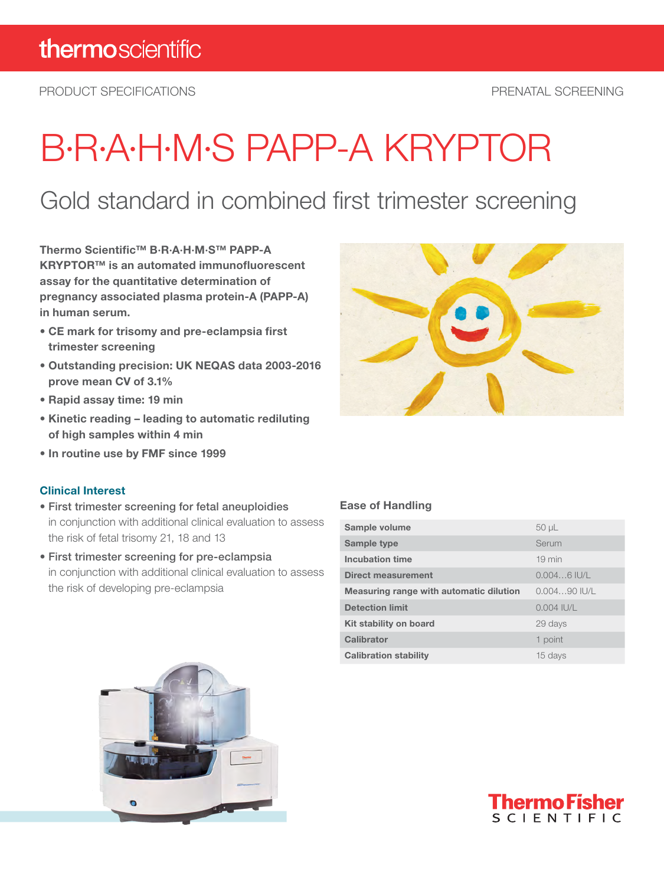PRODUCT SPECIFICATIONS

PRENATAL SCREENING

# B·R·A·H·M·S PAPP-A KRYPTOR

## Gold standard in combined first trimester screening

**Thermo Scientific™ B·R·A·H·M·S™ PAPP-A KRYPTOR™ is an automated immunofluorescent assay for the quantitative determination of pregnancy associated plasma protein-A (PAPP-A) in human serum.**

- **CE mark for trisomy and pre-eclampsia first trimester screening**
- **Outstanding precision: UK NEQAS data 2003-2016 prove mean CV of 3.1%**
- **Rapid assay time: 19 min**
- **Kinetic reading – leading to automatic rediluting of high samples within 4 min**
- **In routine use by FMF since 1999**

### Clinical Interest

- First trimester screening for fetal aneuploidies in conjunction with additional clinical evaluation to assess the risk of fetal trisomy 21, 18 and 13
- First trimester screening for pre-eclampsia in conjunction with additional clinical evaluation to assess the risk of developing pre-eclampsia

### Ease of Handling

| | |
|---|---|
| **Sample volume** | 50 µL |
| **Sample type** | Serum |
| **Incubation time** | 19 min |
| **Direct measurement** | 0.004…6 IU/L |
| **Measuring range with automatic dilution** | 0.004…90 IU/L |
| **Detection limit** | 0.004 IU/L |
| **Kit stability on board** | 29 days |
| **Calibrator** | 1 point |
| **Calibration stability** | 15 days |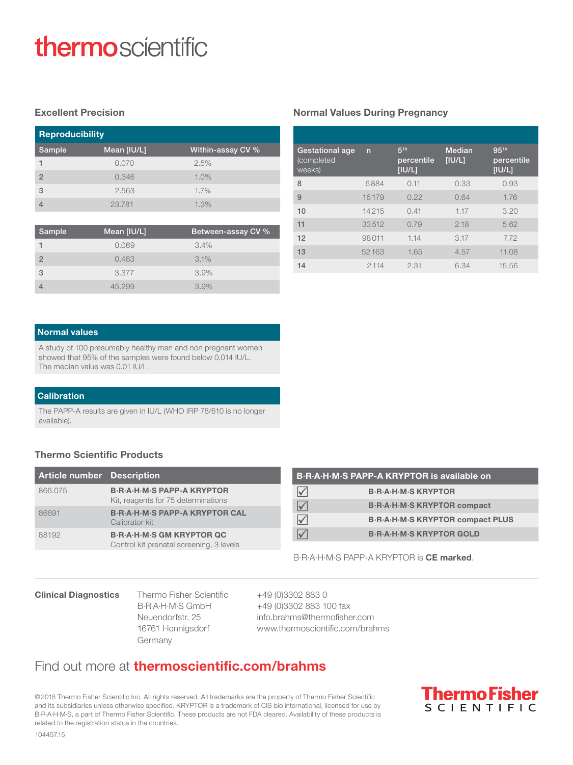thermoscientific

## Excellent Precision

**Reproducibility**

| Sample | Mean [IU/L] | Within-assay CV % |
|---|---|---|
| 1 | 0.070 | 2.5% |
| 2 | 0.346 | 1.0% |
| 3 | 2.563 | 1.7% |
| 4 | 23.781 | 1.3% |

| Sample | Mean [IU/L] | Between-assay CV % |
|---|---|---|
| 1 | 0.069 | 3.4% |
| 2 | 0.463 | 3.1% |
| 3 | 3.377 | 3.9% |
| 4 | 45.299 | 3.9% |

**Normal values**

A study of 100 presumably healthy man and non pregnant women showed that 95% of the samples were found below 0.014 IU/L. The median value was 0.01 IU/L.

**Calibration**

The PAPP-A results are given in IU/L (WHO IRP 78/610 is no longer available).

## Normal Values During Pregnancy

| Gestational age (completed weeks) | n | 5th percentile [IU/L] | Median [IU/L] | 95th percentile [IU/L] |
|---|---|---|---|---|
| 8 | 6884 | 0.11 | 0.33 | 0.93 |
| 9 | 16179 | 0.22 | 0.64 | 1.76 |
| 10 | 14215 | 0.41 | 1.17 | 3.20 |
| 11 | 33512 | 0.79 | 2.18 | 5.62 |
| 12 | 98011 | 1.14 | 3.17 | 7.72 |
| 13 | 52163 | 1.65 | 4.57 | 11.08 |
| 14 | 2114 | 2.31 | 6.34 | 15.56 |

## Thermo Scientific Products

| Article number | Description |
|---|---|
| 866.075 | **B·R·A·H·M·S PAPP-A KRYPTOR** Kit, reagents for 75 determinations |
| 86691 | **B·R·A·H·M·S PAPP-A KRYPTOR CAL** Calibrator kit |
| 88192 | **B·R·A·H·M·S GM KRYPTOR QC** Control kit prenatal screening, 3 levels |

| B·R·A·H·M·S PAPP-A KRYPTOR is available on | |
|---|---|
| ☑ | **B·R·A·H·M·S KRYPTOR** |
| ☑ | **B·R·A·H·M·S KRYPTOR compact** |
| ☑ | **B·R·A·H·M·S KRYPTOR compact PLUS** |
| ☑ | **B·R·A·H·M·S KRYPTOR GOLD** |

B·R·A·H·M·S PAPP-A KRYPTOR is **CE marked**.

**Clinical Diagnostics**

Thermo Fisher Scientific
B·R·A·H·M·S GmbH
Neuendorfstr. 25
16761 Hennigsdorf
Germany

+49 (0)3302 883 0
+49 (0)3302 883 100 fax
info.brahms@thermofisher.com
www.thermoscientific.com/brahms

Find out more at **thermoscientific.com/brahms**

©2018 Thermo Fisher Scientific Inc. All rights reserved. All trademarks are the property of Thermo Fisher Scientific and its subsidiaries unless otherwise specified. KRYPTOR is a trademark of CIS bio international, licensed for use by B·R·A·H·M·S, a part of Thermo Fisher Scientific. These products are not FDA cleared. Availability of these products is related to the registration status in the countries.

104457.15

ThermoFisher SCIENTIFIC